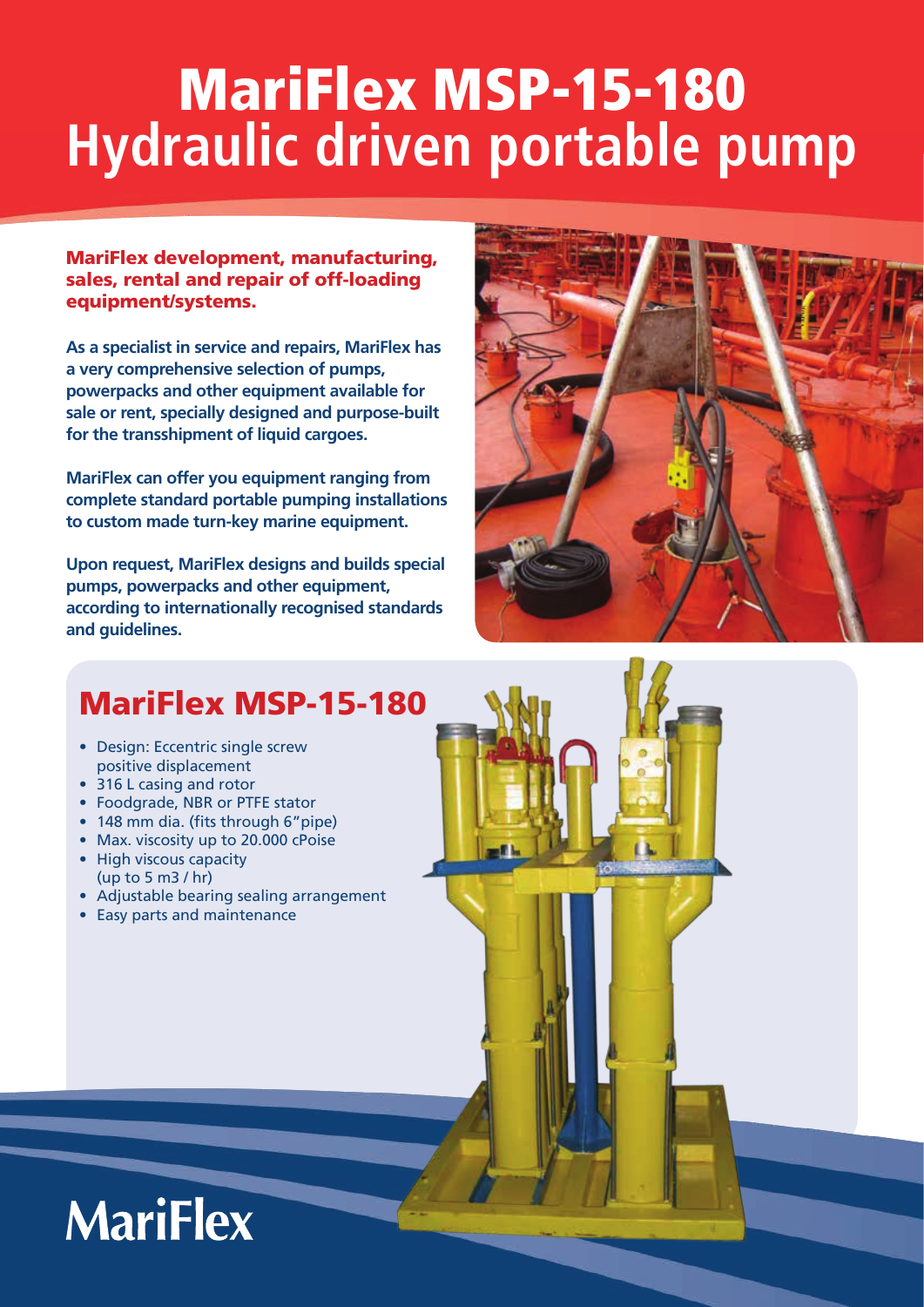# MariFlex MSP-15-180
# Hydraulic driven portable pump

**MariFlex development, manufacturing, sales, rental and repair of off-loading equipment/systems.**

**As a specialist in service and repairs, MariFlex has a very comprehensive selection of pumps, powerpacks and other equipment available for sale or rent, specially designed and purpose-built for the transshipment of liquid cargoes.**

**MariFlex can offer you equipment ranging from complete standard portable pumping installations to custom made turn-key marine equipment.**

**Upon request, MariFlex designs and builds special pumps, powerpacks and other equipment, according to internationally recognised standards and guidelines.**

## MariFlex MSP-15-180

- Design: Eccentric single screw positive displacement
- 316 L casing and rotor
- Foodgrade, NBR or PTFE stator
- 148 mm dia. (fits through 6"pipe)
- Max. viscosity up to 20.000 cPoise
- High viscous capacity (up to 5 m3 / hr)
- Adjustable bearing sealing arrangement
- Easy parts and maintenance

MariFlex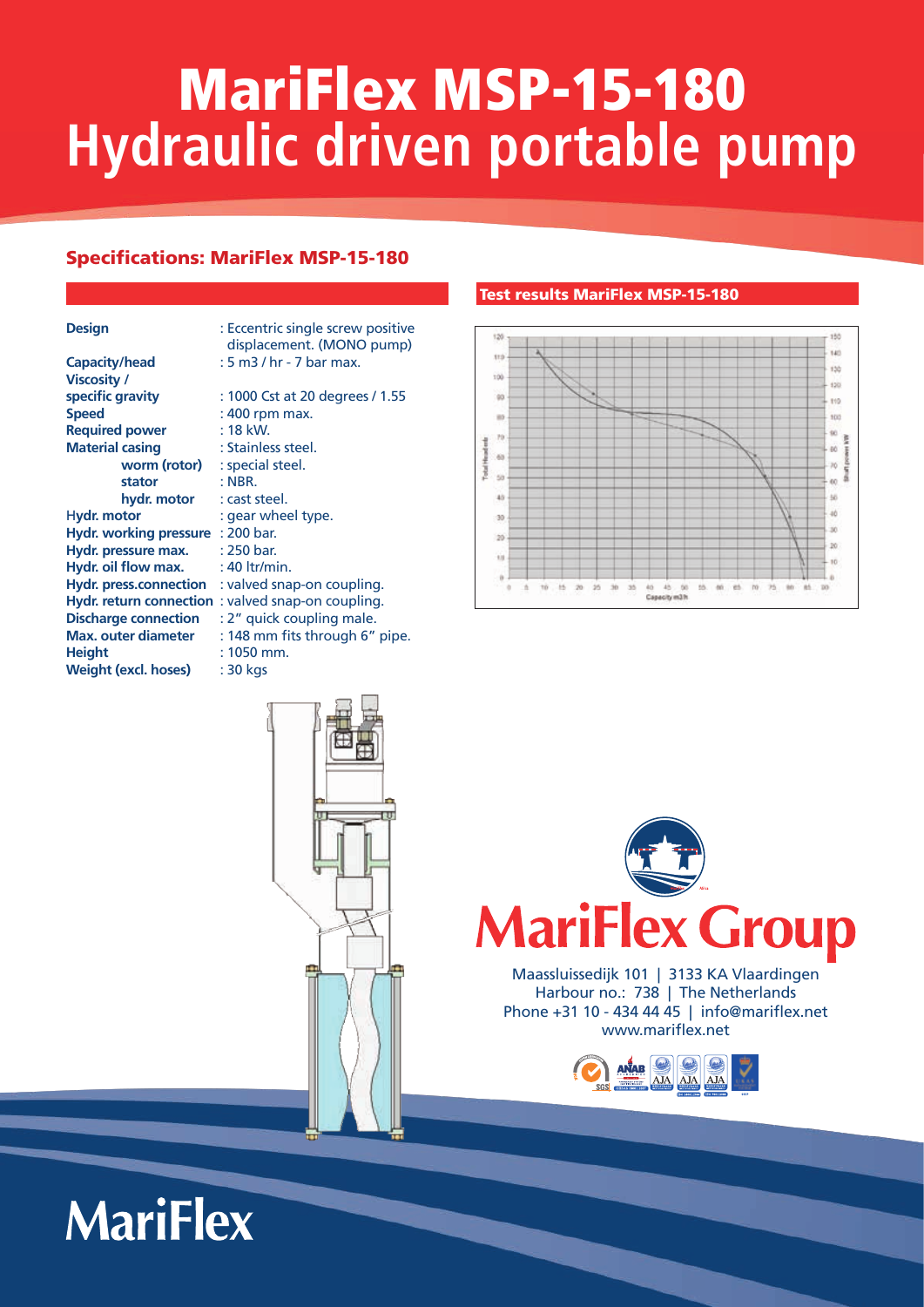# MariFlex MSP-15-180
# Hydraulic driven portable pump

## Specifications: MariFlex MSP-15-180

| | |
|---|---|
| **Design** | : Eccentric single screw positive displacement. (MONO pump) |
| **Capacity/head** | : 5 m3 / hr - 7 bar max. |
| **Viscosity / specific gravity** | : 1000 Cst at 20 degrees / 1.55 |
| **Speed** | : 400 rpm max. |
| **Required power** | : 18 kW. |
| **Material casing** | : Stainless steel. |
| **worm (rotor)** | : special steel. |
| **stator** | : NBR. |
| **hydr. motor** | : cast steel. |
| **Hydr. motor** | : gear wheel type. |
| **Hydr. working pressure** | : 200 bar. |
| **Hydr. pressure max.** | : 250 bar. |
| **Hydr. oil flow max.** | : 40 ltr/min. |
| **Hydr. press.connection** | : valved snap-on coupling. |
| **Hydr. return connection** | : valved snap-on coupling. |
| **Discharge connection** | : 2" quick coupling male. |
| **Max. outer diameter** | : 148 mm fits through 6" pipe. |
| **Height** | : 1050 mm. |
| **Weight (excl. hoses)** | : 30 kgs |

## Test results MariFlex MSP-15-180

Total Head mls

Shaft power kW

Capacity m3/h

MariFlex Group

Maassluissedijk 101 | 3133 KA Vlaardingen
Harbour no.: 738 | The Netherlands
Phone +31 10 - 434 44 45 | info@mariflex.net
www.mariflex.net

MariFlex